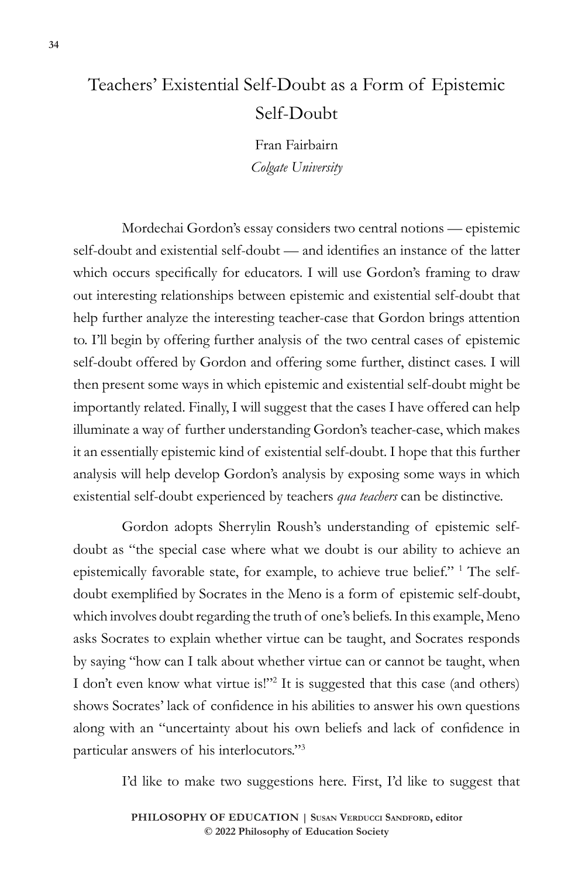# Teachers' Existential Self-Doubt as a Form of Epistemic Self-Doubt

Fran Fairbairn
*Colgate University*

Mordechai Gordon's essay considers two central notions — epistemic self-doubt and existential self-doubt — and identifies an instance of the latter which occurs specifically for educators. I will use Gordon's framing to draw out interesting relationships between epistemic and existential self-doubt that help further analyze the interesting teacher-case that Gordon brings attention to. I'll begin by offering further analysis of the two central cases of epistemic self-doubt offered by Gordon and offering some further, distinct cases. I will then present some ways in which epistemic and existential self-doubt might be importantly related. Finally, I will suggest that the cases I have offered can help illuminate a way of further understanding Gordon's teacher-case, which makes it an essentially epistemic kind of existential self-doubt. I hope that this further analysis will help develop Gordon's analysis by exposing some ways in which existential self-doubt experienced by teachers *qua teachers* can be distinctive.

Gordon adopts Sherrylin Roush's understanding of epistemic self-doubt as "the special case where what we doubt is our ability to achieve an epistemically favorable state, for example, to achieve true belief." [1] The self-doubt exemplified by Socrates in the Meno is a form of epistemic self-doubt, which involves doubt regarding the truth of one's beliefs. In this example, Meno asks Socrates to explain whether virtue can be taught, and Socrates responds by saying "how can I talk about whether virtue can or cannot be taught, when I don't even know what virtue is!"[2] It is suggested that this case (and others) shows Socrates' lack of confidence in his abilities to answer his own questions along with an "uncertainty about his own beliefs and lack of confidence in particular answers of his interlocutors."[3]

I'd like to make two suggestions here. First, I'd like to suggest that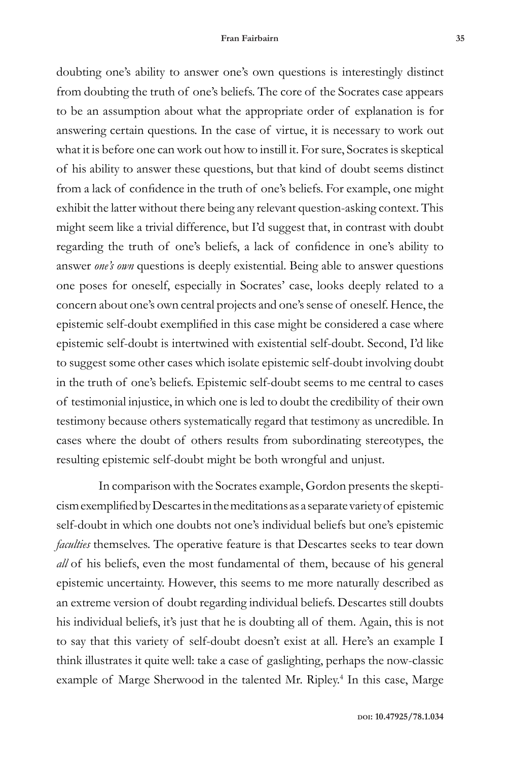doubting one's ability to answer one's own questions is interestingly distinct from doubting the truth of one's beliefs. The core of the Socrates case appears to be an assumption about what the appropriate order of explanation is for answering certain questions. In the case of virtue, it is necessary to work out what it is before one can work out how to instill it. For sure, Socrates is skeptical of his ability to answer these questions, but that kind of doubt seems distinct from a lack of confidence in the truth of one's beliefs. For example, one might exhibit the latter without there being any relevant question-asking context. This might seem like a trivial difference, but I'd suggest that, in contrast with doubt regarding the truth of one's beliefs, a lack of confidence in one's ability to answer *one's own* questions is deeply existential. Being able to answer questions one poses for oneself, especially in Socrates' case, looks deeply related to a concern about one's own central projects and one's sense of oneself. Hence, the epistemic self-doubt exemplified in this case might be considered a case where epistemic self-doubt is intertwined with existential self-doubt. Second, I'd like to suggest some other cases which isolate epistemic self-doubt involving doubt in the truth of one's beliefs. Epistemic self-doubt seems to me central to cases of testimonial injustice, in which one is led to doubt the credibility of their own testimony because others systematically regard that testimony as uncredible. In cases where the doubt of others results from subordinating stereotypes, the resulting epistemic self-doubt might be both wrongful and unjust.

In comparison with the Socrates example, Gordon presents the skepticism exemplified by Descartes in the meditations as a separate variety of epistemic self-doubt in which one doubts not one's individual beliefs but one's epistemic *faculties* themselves. The operative feature is that Descartes seeks to tear down *all* of his beliefs, even the most fundamental of them, because of his general epistemic uncertainty. However, this seems to me more naturally described as an extreme version of doubt regarding individual beliefs. Descartes still doubts his individual beliefs, it's just that he is doubting all of them. Again, this is not to say that this variety of self-doubt doesn't exist at all. Here's an example I think illustrates it quite well: take a case of gaslighting, perhaps the now-classic example of Marge Sherwood in the talented Mr. Ripley.[4] In this case, Marge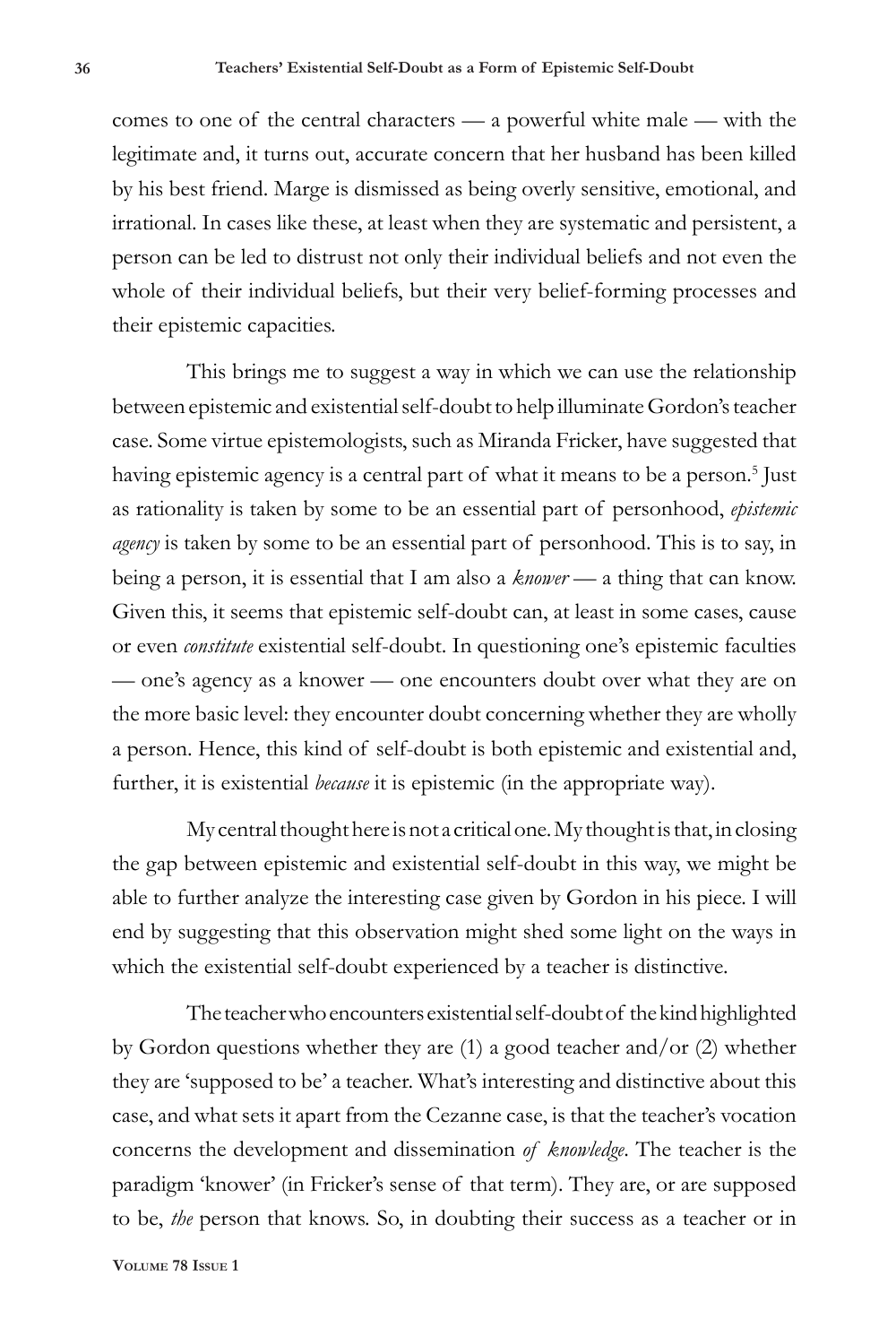comes to one of the central characters — a powerful white male — with the legitimate and, it turns out, accurate concern that her husband has been killed by his best friend. Marge is dismissed as being overly sensitive, emotional, and irrational. In cases like these, at least when they are systematic and persistent, a person can be led to distrust not only their individual beliefs and not even the whole of their individual beliefs, but their very belief-forming processes and their epistemic capacities.

This brings me to suggest a way in which we can use the relationship between epistemic and existential self-doubt to help illuminate Gordon's teacher case. Some virtue epistemologists, such as Miranda Fricker, have suggested that having epistemic agency is a central part of what it means to be a person.[5] Just as rationality is taken by some to be an essential part of personhood, *epistemic agency* is taken by some to be an essential part of personhood. This is to say, in being a person, it is essential that I am also a *knower* — a thing that can know. Given this, it seems that epistemic self-doubt can, at least in some cases, cause or even *constitute* existential self-doubt. In questioning one's epistemic faculties — one's agency as a knower — one encounters doubt over what they are on the more basic level: they encounter doubt concerning whether they are wholly a person. Hence, this kind of self-doubt is both epistemic and existential and, further, it is existential *because* it is epistemic (in the appropriate way).

My central thought here is not a critical one. My thought is that, in closing the gap between epistemic and existential self-doubt in this way, we might be able to further analyze the interesting case given by Gordon in his piece. I will end by suggesting that this observation might shed some light on the ways in which the existential self-doubt experienced by a teacher is distinctive.

The teacher who encounters existential self-doubt of the kind highlighted by Gordon questions whether they are (1) a good teacher and/or (2) whether they are 'supposed to be' a teacher. What's interesting and distinctive about this case, and what sets it apart from the Cezanne case, is that the teacher's vocation concerns the development and dissemination *of knowledge*. The teacher is the paradigm 'knower' (in Fricker's sense of that term). They are, or are supposed to be, *the* person that knows. So, in doubting their success as a teacher or in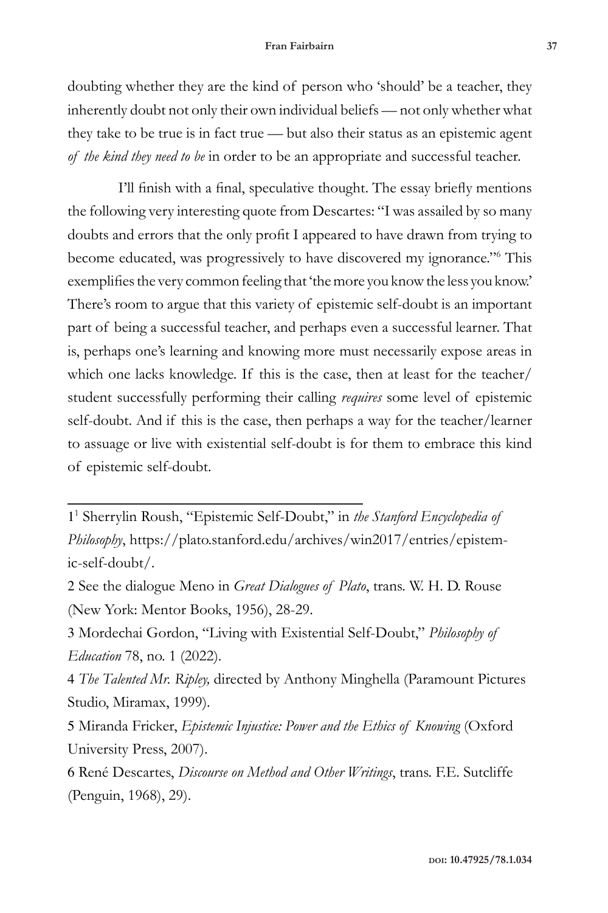doubting whether they are the kind of person who 'should' be a teacher, they inherently doubt not only their own individual beliefs — not only whether what they take to be true is in fact true — but also their status as an epistemic agent *of the kind they need to be* in order to be an appropriate and successful teacher.

I'll finish with a final, speculative thought. The essay briefly mentions the following very interesting quote from Descartes: "I was assailed by so many doubts and errors that the only profit I appeared to have drawn from trying to become educated, was progressively to have discovered my ignorance."[6] This exemplifies the very common feeling that 'the more you know the less you know.' There's room to argue that this variety of epistemic self-doubt is an important part of being a successful teacher, and perhaps even a successful learner. That is, perhaps one's learning and knowing more must necessarily expose areas in which one lacks knowledge. If this is the case, then at least for the teacher/student successfully performing their calling *requires* some level of epistemic self-doubt. And if this is the case, then perhaps a way for the teacher/learner to assuage or live with existential self-doubt is for them to embrace this kind of epistemic self-doubt.

---

1[1] Sherrylin Roush, "Epistemic Self-Doubt," in *the Stanford Encyclopedia of Philosophy*, https://plato.stanford.edu/archives/win2017/entries/epistemic-self-doubt/.

2 See the dialogue Meno in *Great Dialogues of Plato*, trans. W. H. D. Rouse (New York: Mentor Books, 1956), 28-29.

3 Mordechai Gordon, "Living with Existential Self-Doubt," *Philosophy of Education* 78, no. 1 (2022).

4 *The Talented Mr. Ripley,* directed by Anthony Minghella (Paramount Pictures Studio, Miramax, 1999).

5 Miranda Fricker, *Epistemic Injustice: Power and the Ethics of Knowing* (Oxford University Press, 2007).

6 René Descartes, *Discourse on Method and Other Writings*, trans. F.E. Sutcliffe (Penguin, 1968), 29).